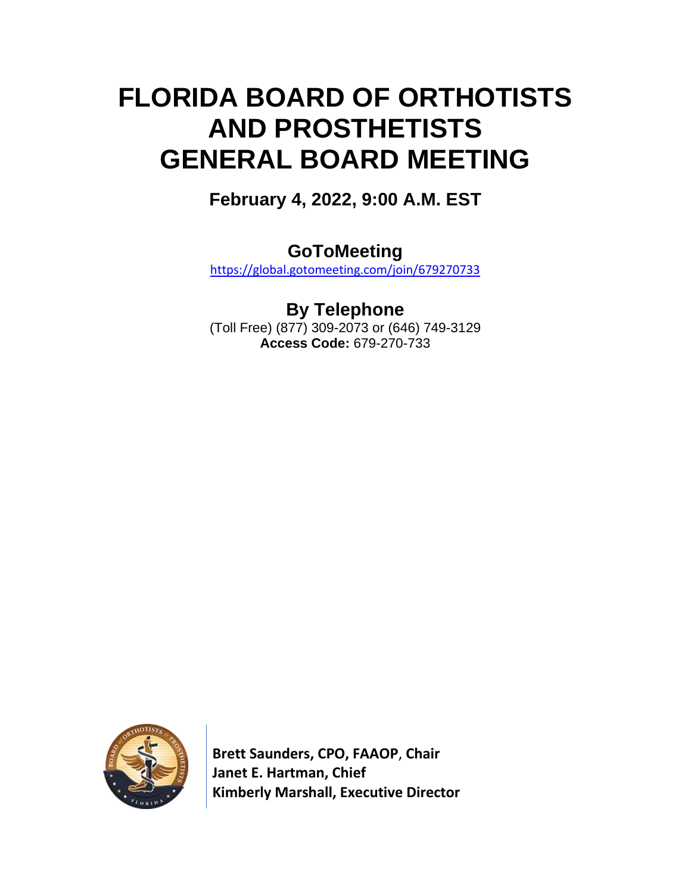# FLORIDA BOARD OF ORTHOTISTS AND PROSTHETISTS GENERAL BOARD MEETING

## February 4, 2022, 9:00 A.M. EST

## GoToMeeting

https://global.gotomeeting.com/join/679270733

## By Telephone

(Toll Free) (877) 309-2073 or (646) 749-3129
**Access Code:** 679-270-733

**Brett Saunders, CPO, FAAOP, Chair**
**Janet E. Hartman, Chief**
**Kimberly Marshall, Executive Director**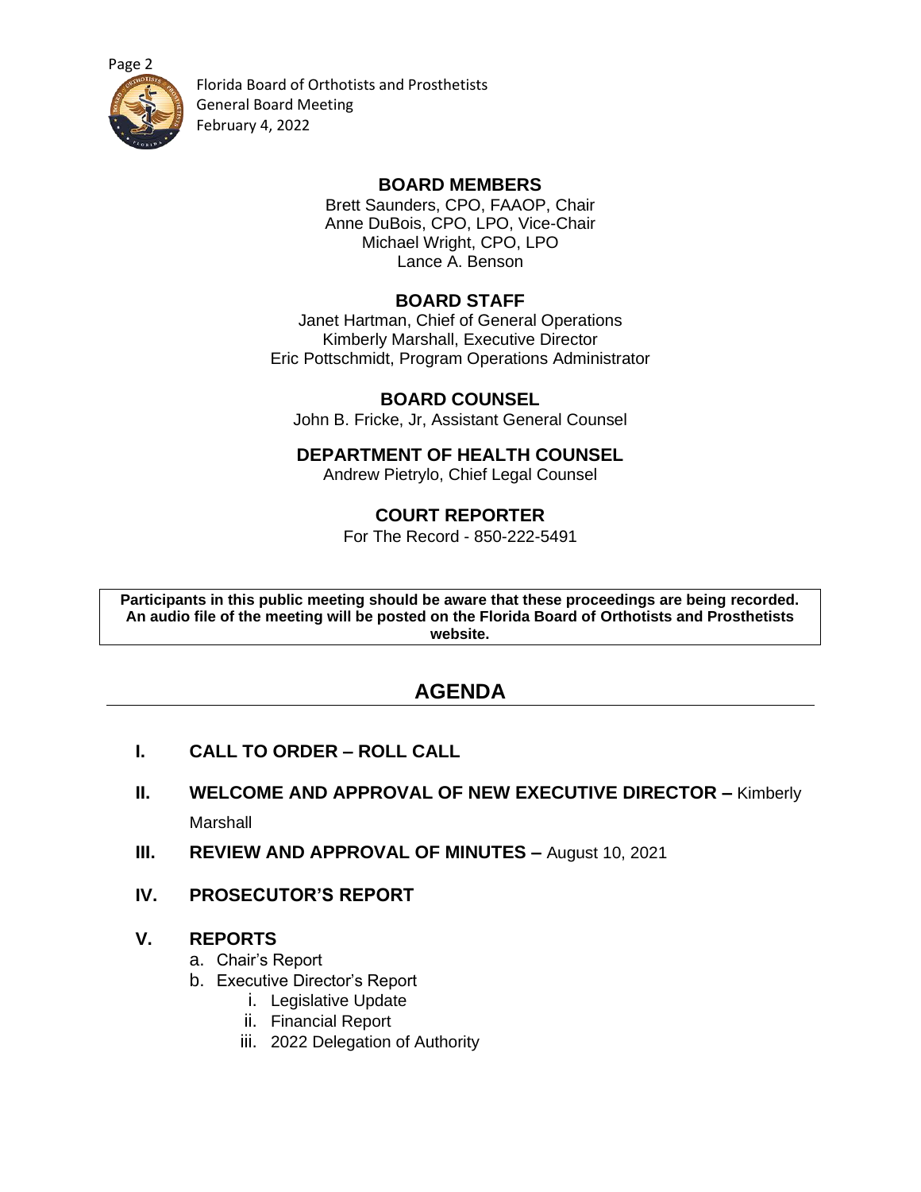## BOARD MEMBERS

Brett Saunders, CPO, FAAOP, Chair
Anne DuBois, CPO, LPO, Vice-Chair
Michael Wright, CPO, LPO
Lance A. Benson

## BOARD STAFF

Janet Hartman, Chief of General Operations
Kimberly Marshall, Executive Director
Eric Pottschmidt, Program Operations Administrator

## BOARD COUNSEL

John B. Fricke, Jr, Assistant General Counsel

## DEPARTMENT OF HEALTH COUNSEL

Andrew Pietrylo, Chief Legal Counsel

## COURT REPORTER

For The Record - 850-222-5491

**Participants in this public meeting should be aware that these proceedings are being recorded. An audio file of the meeting will be posted on the Florida Board of Orthotists and Prosthetists website.**

# AGENDA

**I. CALL TO ORDER – ROLL CALL**

**II. WELCOME AND APPROVAL OF NEW EXECUTIVE DIRECTOR –** Kimberly Marshall

**III. REVIEW AND APPROVAL OF MINUTES –** August 10, 2021

**IV. PROSECUTOR'S REPORT**

**V. REPORTS**

a. Chair's Report
b. Executive Director's Report
   i. Legislative Update
   ii. Financial Report
   iii. 2022 Delegation of Authority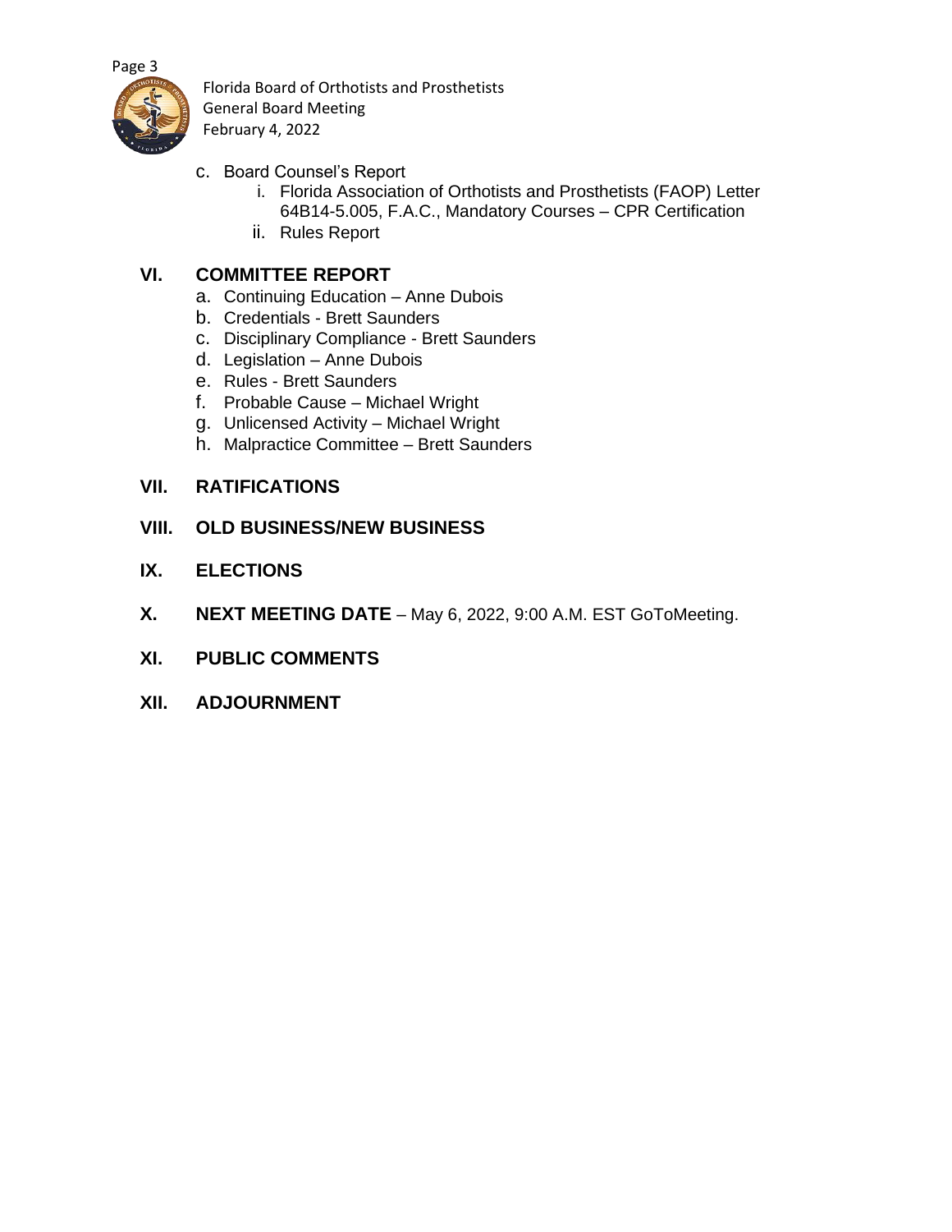c. Board Counsel's Report
   i. Florida Association of Orthotists and Prosthetists (FAOP) Letter 64B14-5.005, F.A.C., Mandatory Courses – CPR Certification
   ii. Rules Report

## VI. COMMITTEE REPORT

a. Continuing Education – Anne Dubois
b. Credentials - Brett Saunders
c. Disciplinary Compliance - Brett Saunders
d. Legislation – Anne Dubois
e. Rules - Brett Saunders
f. Probable Cause – Michael Wright
g. Unlicensed Activity – Michael Wright
h. Malpractice Committee – Brett Saunders

## VII. RATIFICATIONS

## VIII. OLD BUSINESS/NEW BUSINESS

## IX. ELECTIONS

## X. NEXT MEETING DATE – May 6, 2022, 9:00 A.M. EST GoToMeeting.

## XI. PUBLIC COMMENTS

## XII. ADJOURNMENT